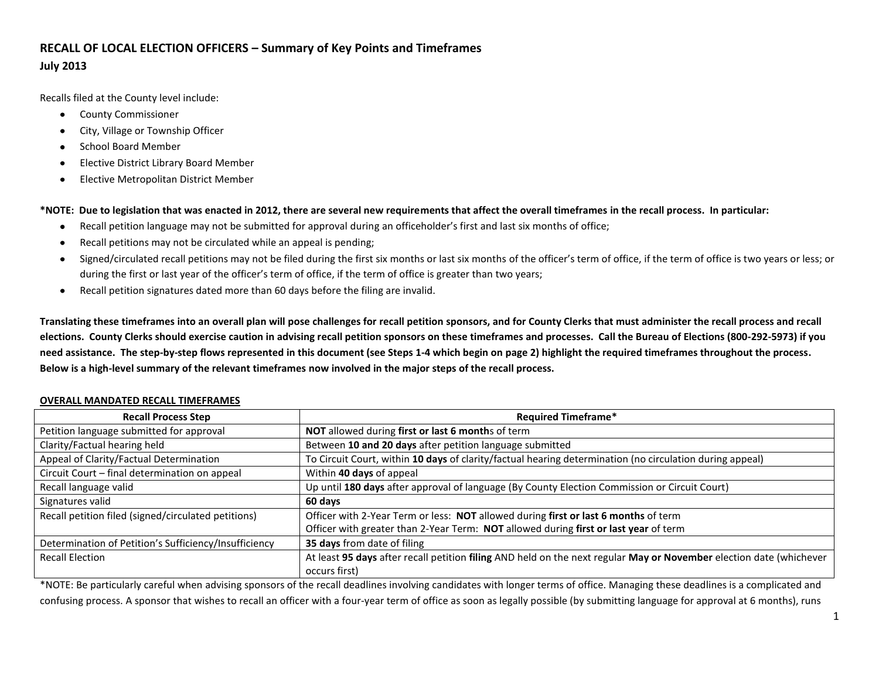# RECALL OF LOCAL ELECTION OFFICERS – Summary of Key Points and Timeframes

**July 2013**

Recalls filed at the County level include:

- County Commissioner
- City, Village or Township Officer
- School Board Member
- Elective District Library Board Member
- Elective Metropolitan District Member

**\*NOTE: Due to legislation that was enacted in 2012, there are several new requirements that affect the overall timeframes in the recall process. In particular:**

- Recall petition language may not be submitted for approval during an officeholder's first and last six months of office;
- Recall petitions may not be circulated while an appeal is pending;
- Signed/circulated recall petitions may not be filed during the first six months or last six months of the officer's term of office, if the term of office is two years or less; or during the first or last year of the officer's term of office, if the term of office is greater than two years;
- Recall petition signatures dated more than 60 days before the filing are invalid.

**Translating these timeframes into an overall plan will pose challenges for recall petition sponsors, and for County Clerks that must administer the recall process and recall elections. County Clerks should exercise caution in advising recall petition sponsors on these timeframes and processes. Call the Bureau of Elections (800-292-5973) if you need assistance. The step-by-step flows represented in this document (see Steps 1-4 which begin on page 2) highlight the required timeframes throughout the process. Below is a high-level summary of the relevant timeframes now involved in the major steps of the recall process.**

**OVERALL MANDATED RECALL TIMEFRAMES**

| Recall Process Step | Required Timeframe* |
|---|---|
| Petition language submitted for approval | **NOT** allowed during **first or last 6 month**s of term |
| Clarity/Factual hearing held | Between **10 and 20 days** after petition language submitted |
| Appeal of Clarity/Factual Determination | To Circuit Court, within **10 days** of clarity/factual hearing determination (no circulation during appeal) |
| Circuit Court – final determination on appeal | Within **40 days** of appeal |
| Recall language valid | Up until **180 days** after approval of language (By County Election Commission or Circuit Court) |
| Signatures valid | **60 days** |
| Recall petition filed (signed/circulated petitions) | Officer with 2-Year Term or less: **NOT** allowed during **first or last 6 months** of term<br>Officer with greater than 2-Year Term: **NOT** allowed during **first or last year** of term |
| Determination of Petition's Sufficiency/Insufficiency | **35 days** from date of filing |
| Recall Election | At least **95 days** after recall petition **filing** AND held on the next regular **May or November** election date (whichever occurs first) |

*NOTE: Be particularly careful when advising sponsors of the recall deadlines involving candidates with longer terms of office. Managing these deadlines is a complicated and confusing process. A sponsor that wishes to recall an officer with a four-year term of office as soon as legally possible (by submitting language for approval at 6 months), runs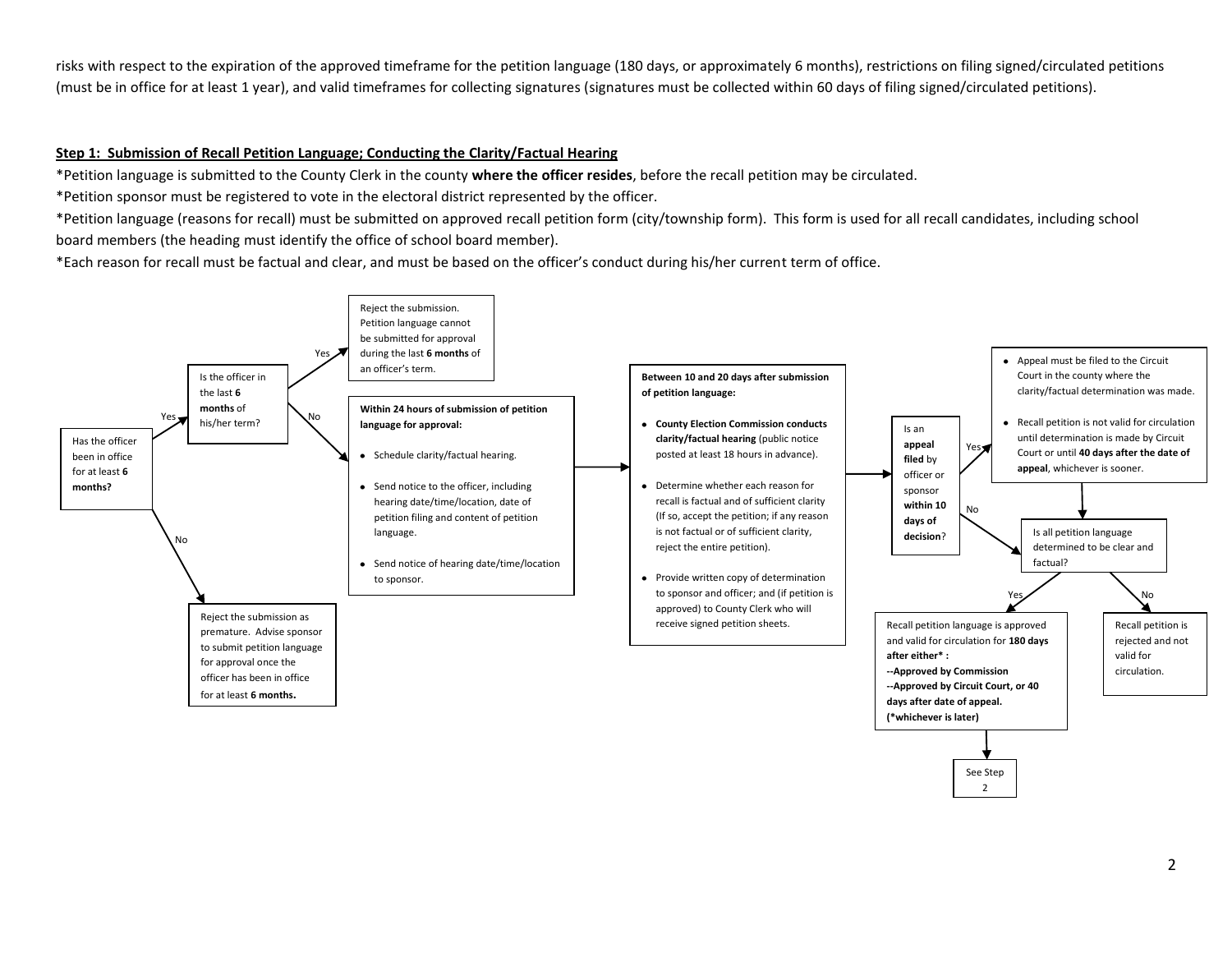risks with respect to the expiration of the approved timeframe for the petition language (180 days, or approximately 6 months), restrictions on filing signed/circulated petitions (must be in office for at least 1 year), and valid timeframes for collecting signatures (signatures must be collected within 60 days of filing signed/circulated petitions).

**Step 1: Submission of Recall Petition Language; Conducting the Clarity/Factual Hearing**

*Petition language is submitted to the County Clerk in the county **where the officer resides**, before the recall petition may be circulated.

*Petition sponsor must be registered to vote in the electoral district represented by the officer.

*Petition language (reasons for recall) must be submitted on approved recall petition form (city/township form). This form is used for all recall candidates, including school board members (the heading must identify the office of school board member).

*Each reason for recall must be factual and clear, and must be based on the officer's conduct during his/her current term of office.

Has the officer been in office for at least **6 months?**

- No → Reject the submission as premature. Advise sponsor to submit petition language for approval once the officer has been in office for at least **6 months.**
- Yes → Is the officer in the last **6 months** of his/her term?
  - Yes → Reject the submission. Petition language cannot be submitted for approval during the last **6 months** of an officer's term.
  - No → **Within 24 hours of submission of petition language for approval:**
    - Schedule clarity/factual hearing.
    - Send notice to the officer, including hearing date/time/location, date of petition filing and content of petition language.
    - Send notice of hearing date/time/location to sponsor.

→ **Between 10 and 20 days after submission of petition language:**

- **County Election Commission conducts clarity/factual hearing** (public notice posted at least 18 hours in advance).
- Determine whether each reason for recall is factual and of sufficient clarity (If so, accept the petition; if any reason is not factual or of sufficient clarity, reject the entire petition).
- Provide written copy of determination to sponsor and officer; and (if petition is approved) to County Clerk who will receive signed petition sheets.

→ Is an **appeal filed** by officer or sponsor **within 10 days of decision**?

- Yes →
  - Appeal must be filed to the Circuit Court in the county where the clarity/factual determination was made.
  - Recall petition is not valid for circulation until determination is made by Circuit Court or until **40 days after the date of appeal**, whichever is sooner.
- No / then → Is all petition language determined to be clear and factual?
  - Yes → Recall petition language is approved and valid for circulation for **180 days after either* :**
    **--Approved by Commission**
    **--Approved by Circuit Court, or 40 days after date of appeal.**
    **(*whichever is later)**
    → See Step 2
  - No → Recall petition is rejected and not valid for circulation.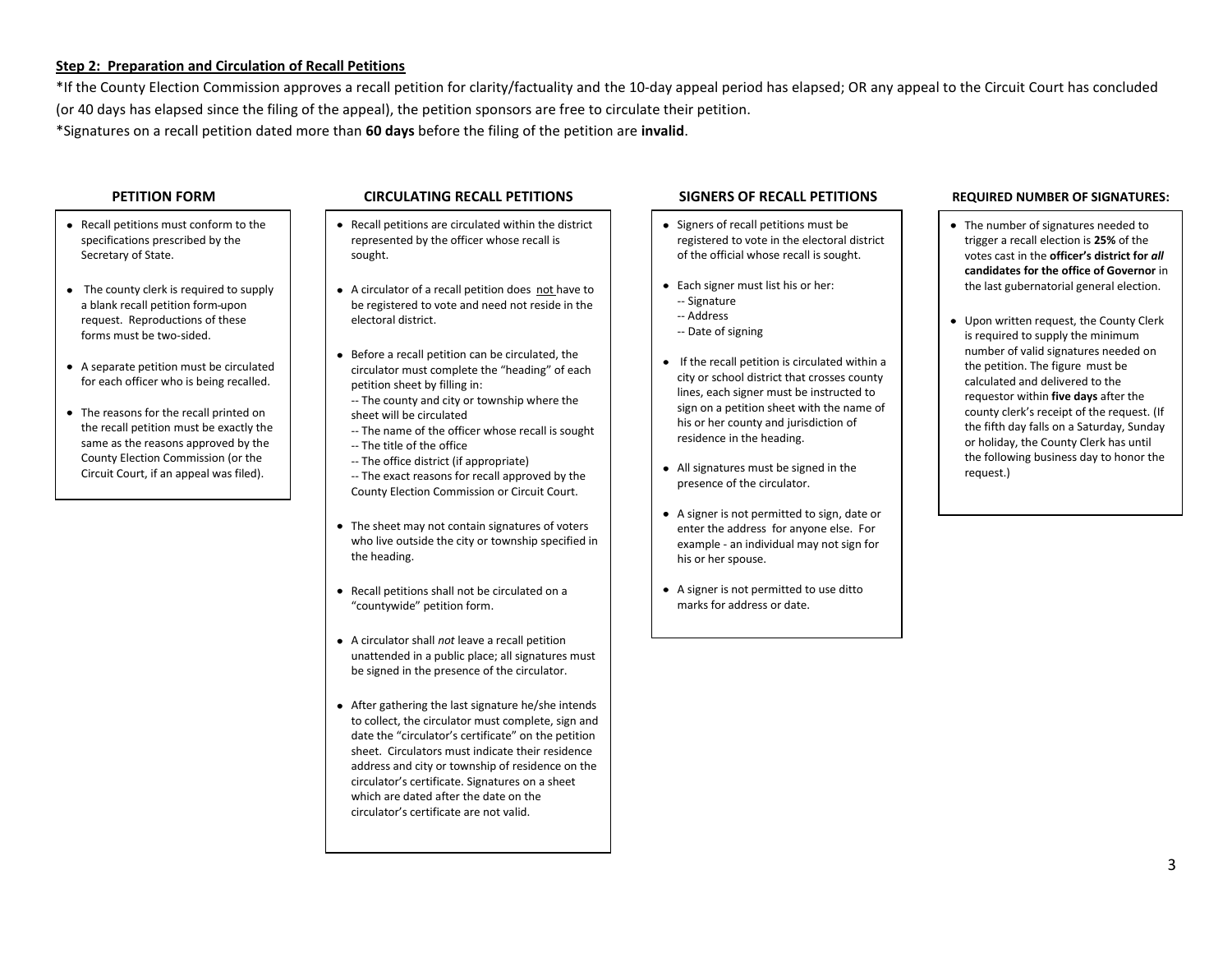**Step 2: Preparation and Circulation of Recall Petitions**

*If the County Election Commission approves a recall petition for clarity/factuality and the 10-day appeal period has elapsed; OR any appeal to the Circuit Court has concluded (or 40 days has elapsed since the filing of the appeal), the petition sponsors are free to circulate their petition.

*Signatures on a recall petition dated more than **60 days** before the filing of the petition are **invalid**.

### PETITION FORM

- Recall petitions must conform to the specifications prescribed by the Secretary of State.
- The county clerk is required to supply a blank recall petition form upon request. Reproductions of these forms must be two-sided.
- A separate petition must be circulated for each officer who is being recalled.
- The reasons for the recall printed on the recall petition must be exactly the same as the reasons approved by the County Election Commission (or the Circuit Court, if an appeal was filed).

### CIRCULATING RECALL PETITIONS

- Recall petitions are circulated within the district represented by the officer whose recall is sought.
- A circulator of a recall petition does not have to be registered to vote and need not reside in the electoral district.
- Before a recall petition can be circulated, the circulator must complete the "heading" of each petition sheet by filling in:
  -- The county and city or township where the sheet will be circulated
  -- The name of the officer whose recall is sought
  -- The title of the office
  -- The office district (if appropriate)
  -- The exact reasons for recall approved by the County Election Commission or Circuit Court.
- The sheet may not contain signatures of voters who live outside the city or township specified in the heading.
- Recall petitions shall not be circulated on a "countywide" petition form.
- A circulator shall *not* leave a recall petition unattended in a public place; all signatures must be signed in the presence of the circulator.
- After gathering the last signature he/she intends to collect, the circulator must complete, sign and date the "circulator's certificate" on the petition sheet. Circulators must indicate their residence address and city or township of residence on the circulator's certificate. Signatures on a sheet which are dated after the date on the circulator's certificate are not valid.

### SIGNERS OF RECALL PETITIONS

- Signers of recall petitions must be registered to vote in the electoral district of the official whose recall is sought.
- Each signer must list his or her:
  -- Signature
  -- Address
  -- Date of signing
- If the recall petition is circulated within a city or school district that crosses county lines, each signer must be instructed to sign on a petition sheet with the name of his or her county and jurisdiction of residence in the heading.
- All signatures must be signed in the presence of the circulator.
- A signer is not permitted to sign, date or enter the address for anyone else. For example - an individual may not sign for his or her spouse.
- A signer is not permitted to use ditto marks for address or date.

### REQUIRED NUMBER OF SIGNATURES:

- The number of signatures needed to trigger a recall election is **25%** of the votes cast in the **officer's district for *all* candidates for the office of Governor** in the last gubernatorial general election.
- Upon written request, the County Clerk is required to supply the minimum number of valid signatures needed on the petition. The figure must be calculated and delivered to the requestor within **five days** after the county clerk's receipt of the request. (If the fifth day falls on a Saturday, Sunday or holiday, the County Clerk has until the following business day to honor the request.)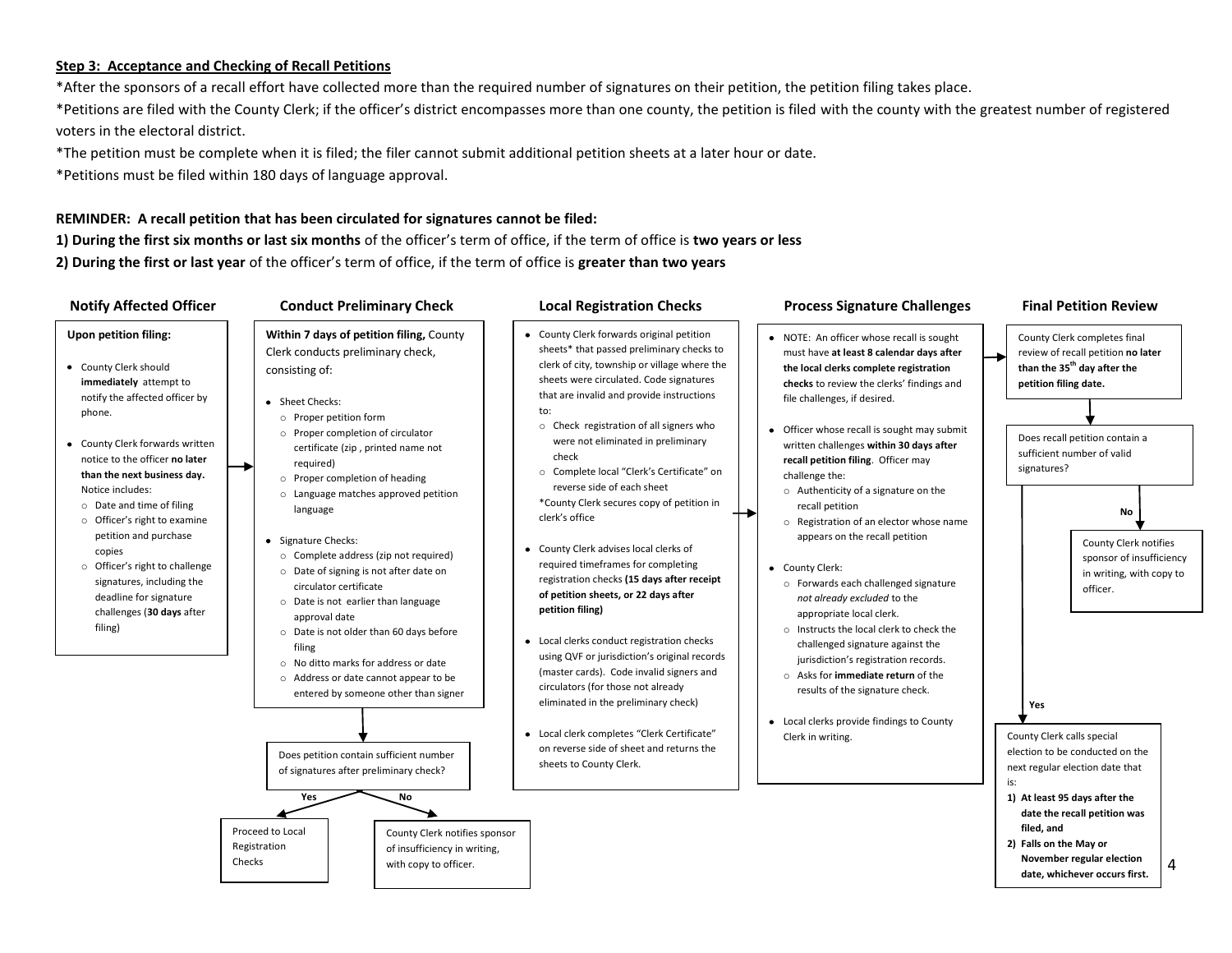## Step 3: Acceptance and Checking of Recall Petitions

*After the sponsors of a recall effort have collected more than the required number of signatures on their petition, the petition filing takes place.

*Petitions are filed with the County Clerk; if the officer's district encompasses more than one county, the petition is filed with the county with the greatest number of registered voters in the electoral district.

*The petition must be complete when it is filed; the filer cannot submit additional petition sheets at a later hour or date.

*Petitions must be filed within 180 days of language approval.

**REMINDER: A recall petition that has been circulated for signatures cannot be filed:**

**1) During the first six months or last six months** of the officer's term of office, if the term of office is **two years or less**

**2) During the first or last year** of the officer's term of office, if the term of office is **greater than two years**

### Notify Affected Officer

**Upon petition filing:**

- County Clerk should **immediately** attempt to notify the affected officer by phone.
- County Clerk forwards written notice to the officer **no later than the next business day.** Notice includes:
  - Date and time of filing
  - Officer's right to examine petition and purchase copies
  - Officer's right to challenge signatures, including the deadline for signature challenges (**30 days** after filing)

→

### Conduct Preliminary Check

**Within 7 days of petition filing,** County Clerk conducts preliminary check, consisting of:

- Sheet Checks:
  - Proper petition form
  - Proper completion of circulator certificate (zip , printed name not required)
  - Proper completion of heading
  - Language matches approved petition language
- Signature Checks:
  - Complete address (zip not required)
  - Date of signing is not after date on circulator certificate
  - Date is not earlier than language approval date
  - Date is not older than 60 days before filing
  - No ditto marks for address or date
  - Address or date cannot appear to be entered by someone other than signer

↓

Does petition contain sufficient number of signatures after preliminary check?

- **Yes** → Proceed to Local Registration Checks
- **No** → County Clerk notifies sponsor of insufficiency in writing, with copy to officer.

### Local Registration Checks

- County Clerk forwards original petition sheets* that passed preliminary checks to clerk of city, township or village where the sheets were circulated. Code signatures that are invalid and provide instructions to:
  - Check registration of all signers who were not eliminated in preliminary check
  - Complete local "Clerk's Certificate" on reverse side of each sheet

  *County Clerk secures copy of petition in clerk's office
- County Clerk advises local clerks of required timeframes for completing registration checks **(15 days after receipt of petition sheets, or 22 days after petition filing)**
- Local clerks conduct registration checks using QVF or jurisdiction's original records (master cards). Code invalid signers and circulators (for those not already eliminated in the preliminary check)
- Local clerk completes "Clerk Certificate" on reverse side of sheet and returns the sheets to County Clerk.

→

### Process Signature Challenges

- NOTE: An officer whose recall is sought must have **at least 8 calendar days after the local clerks complete registration checks** to review the clerks' findings and file challenges, if desired.
- Officer whose recall is sought may submit written challenges **within 30 days after recall petition filing**. Officer may challenge the:
  - Authenticity of a signature on the recall petition
  - Registration of an elector whose name appears on the recall petition
- County Clerk:
  - Forwards each challenged signature *not already excluded* to the appropriate local clerk.
  - Instructs the local clerk to check the challenged signature against the jurisdiction's registration records.
  - Asks for **immediate return** of the results of the signature check.
- Local clerks provide findings to County Clerk in writing.

→

### Final Petition Review

County Clerk completes final review of recall petition **no later than the 35th day after the petition filing date.**

↓

Does recall petition contain a sufficient number of valid signatures?

- **No** → County Clerk notifies sponsor of insufficiency in writing, with copy to officer.
- **Yes** → County Clerk calls special election to be conducted on the next regular election date that is:
  **1) At least 95 days after the date the recall petition was filed, and**
  **2) Falls on the May or November regular election date, whichever occurs first.**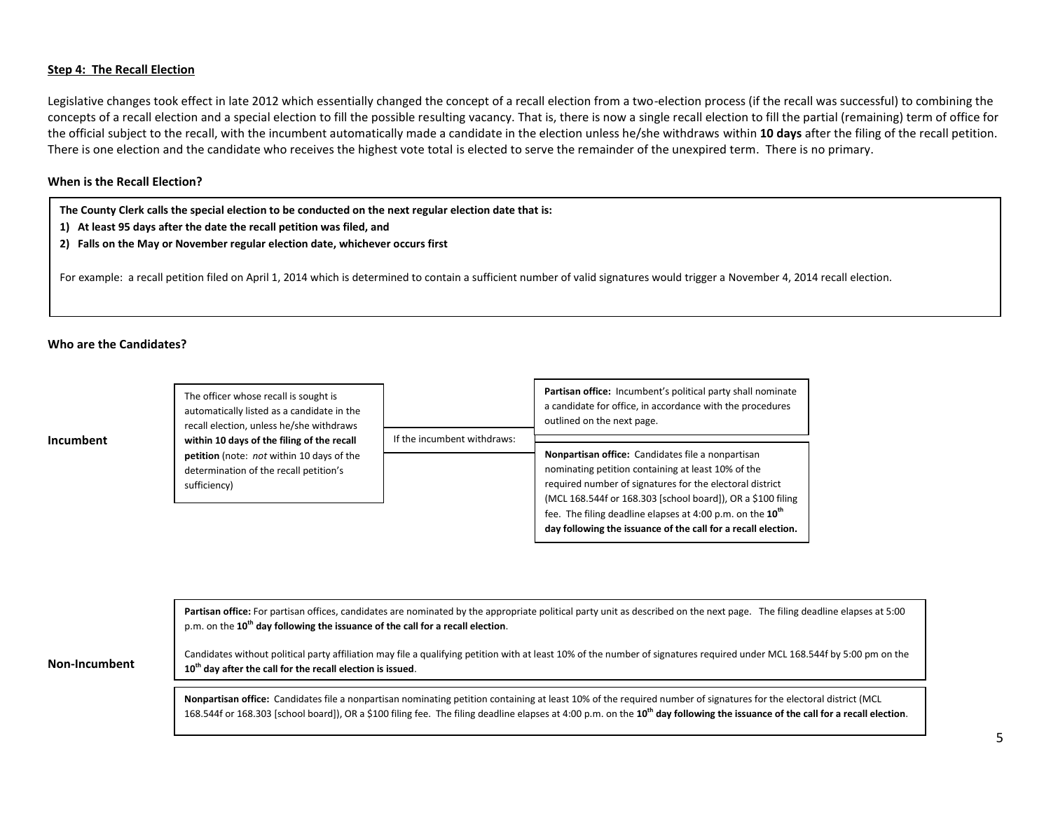### Step 4: The Recall Election

Legislative changes took effect in late 2012 which essentially changed the concept of a recall election from a two-election process (if the recall was successful) to combining the concepts of a recall election and a special election to fill the possible resulting vacancy. That is, there is now a single recall election to fill the partial (remaining) term of office for the official subject to the recall, with the incumbent automatically made a candidate in the election unless he/she withdraws within **10 days** after the filing of the recall petition. There is one election and the candidate who receives the highest vote total is elected to serve the remainder of the unexpired term. There is no primary.

#### When is the Recall Election?

**The County Clerk calls the special election to be conducted on the next regular election date that is:**

1) **At least 95 days after the date the recall petition was filed, and**
2) **Falls on the May or November regular election date, whichever occurs first**

For example: a recall petition filed on April 1, 2014 which is determined to contain a sufficient number of valid signatures would trigger a November 4, 2014 recall election.

#### Who are the Candidates?

**Incumbent**

The officer whose recall is sought is automatically listed as a candidate in the recall election, unless he/she withdraws **within 10 days of the filing of the recall petition** (note: *not* within 10 days of the determination of the recall petition's sufficiency)

If the incumbent withdraws:

- **Partisan office:** Incumbent's political party shall nominate a candidate for office, in accordance with the procedures outlined on the next page.
- **Nonpartisan office:** Candidates file a nonpartisan nominating petition containing at least 10% of the required number of signatures for the electoral district (MCL 168.544f or 168.303 [school board]), OR a $100 filing fee. The filing deadline elapses at 4:00 p.m. on the **10th day following the issuance of the call for a recall election.**

**Non-Incumbent**

**Partisan office:** For partisan offices, candidates are nominated by the appropriate political party unit as described on the next page. The filing deadline elapses at 5:00 p.m. on the **10th day following the issuance of the call for a recall election**.

Candidates without political party affiliation may file a qualifying petition with at least 10% of the number of signatures required under MCL 168.544f by 5:00 pm on the **10th day after the call for the recall election is issued**.

**Nonpartisan office:** Candidates file a nonpartisan nominating petition containing at least 10% of the required number of signatures for the electoral district (MCL 168.544f or 168.303 [school board]), OR a $100 filing fee. The filing deadline elapses at 4:00 p.m. on the **10th day following the issuance of the call for a recall election**.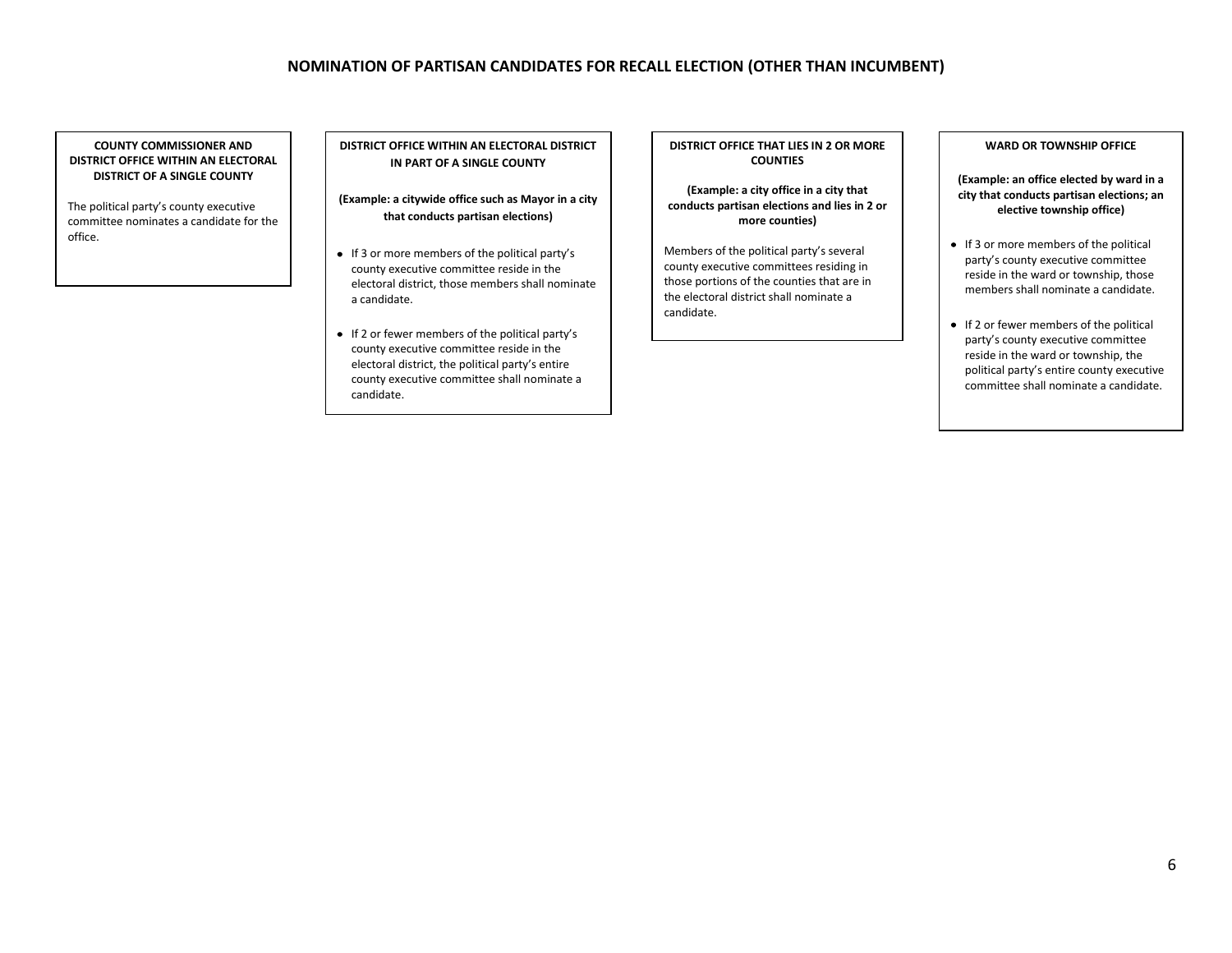# NOMINATION OF PARTISAN CANDIDATES FOR RECALL ELECTION (OTHER THAN INCUMBENT)

### COUNTY COMMISSIONER AND DISTRICT OFFICE WITHIN AN ELECTORAL DISTRICT OF A SINGLE COUNTY

The political party's county executive committee nominates a candidate for the office.

### DISTRICT OFFICE WITHIN AN ELECTORAL DISTRICT IN PART OF A SINGLE COUNTY

**(Example: a citywide office such as Mayor in a city that conducts partisan elections)**

- If 3 or more members of the political party's county executive committee reside in the electoral district, those members shall nominate a candidate.
- If 2 or fewer members of the political party's county executive committee reside in the electoral district, the political party's entire county executive committee shall nominate a candidate.

### DISTRICT OFFICE THAT LIES IN 2 OR MORE COUNTIES

**(Example: a city office in a city that conducts partisan elections and lies in 2 or more counties)**

Members of the political party's several county executive committees residing in those portions of the counties that are in the electoral district shall nominate a candidate.

### WARD OR TOWNSHIP OFFICE

**(Example: an office elected by ward in a city that conducts partisan elections; an elective township office)**

- If 3 or more members of the political party's county executive committee reside in the ward or township, those members shall nominate a candidate.
- If 2 or fewer members of the political party's county executive committee reside in the ward or township, the political party's entire county executive committee shall nominate a candidate.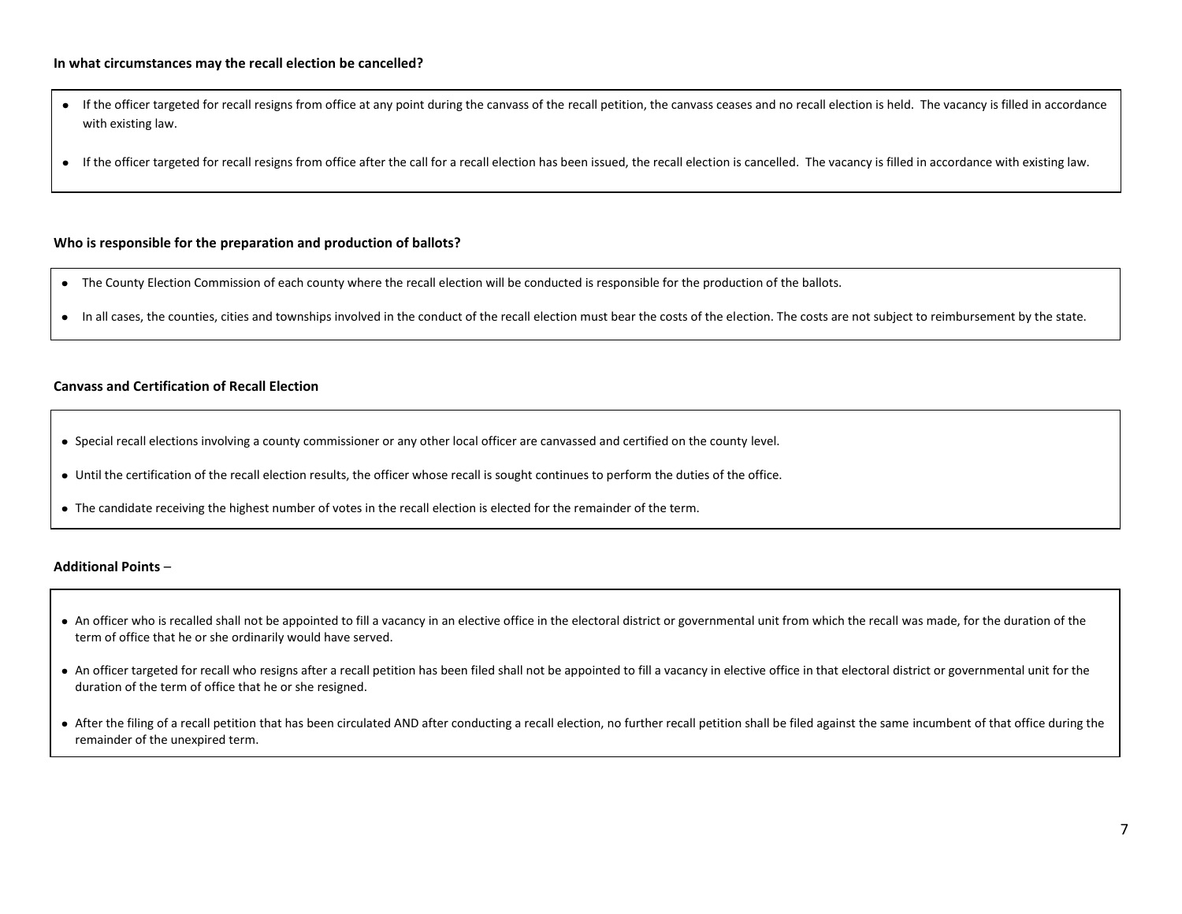**In what circumstances may the recall election be cancelled?**

- If the officer targeted for recall resigns from office at any point during the canvass of the recall petition, the canvass ceases and no recall election is held. The vacancy is filled in accordance with existing law.
- If the officer targeted for recall resigns from office after the call for a recall election has been issued, the recall election is cancelled. The vacancy is filled in accordance with existing law.

**Who is responsible for the preparation and production of ballots?**

- The County Election Commission of each county where the recall election will be conducted is responsible for the production of the ballots.
- In all cases, the counties, cities and townships involved in the conduct of the recall election must bear the costs of the election. The costs are not subject to reimbursement by the state.

**Canvass and Certification of Recall Election**

- Special recall elections involving a county commissioner or any other local officer are canvassed and certified on the county level.
- Until the certification of the recall election results, the officer whose recall is sought continues to perform the duties of the office.
- The candidate receiving the highest number of votes in the recall election is elected for the remainder of the term.

**Additional Points** –

- An officer who is recalled shall not be appointed to fill a vacancy in an elective office in the electoral district or governmental unit from which the recall was made, for the duration of the term of office that he or she ordinarily would have served.
- An officer targeted for recall who resigns after a recall petition has been filed shall not be appointed to fill a vacancy in elective office in that electoral district or governmental unit for the duration of the term of office that he or she resigned.
- After the filing of a recall petition that has been circulated AND after conducting a recall election, no further recall petition shall be filed against the same incumbent of that office during the remainder of the unexpired term.